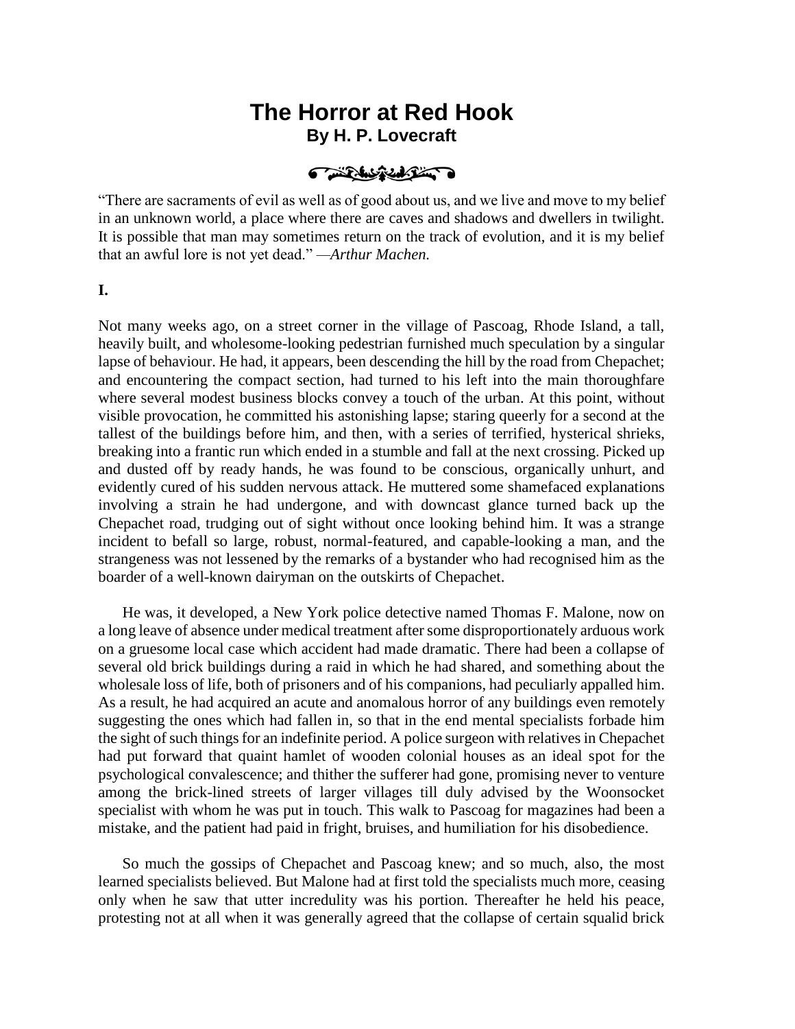# The Horror at Red Hook

## By H. P. Lovecraft

"There are sacraments of evil as well as of good about us, and we live and move to my belief in an unknown world, a place where there are caves and shadows and dwellers in twilight. It is possible that man may sometimes return on the track of evolution, and it is my belief that an awful lore is not yet dead." —*Arthur Machen.*

**I.**

Not many weeks ago, on a street corner in the village of Pascoag, Rhode Island, a tall, heavily built, and wholesome-looking pedestrian furnished much speculation by a singular lapse of behaviour. He had, it appears, been descending the hill by the road from Chepachet; and encountering the compact section, had turned to his left into the main thoroughfare where several modest business blocks convey a touch of the urban. At this point, without visible provocation, he committed his astonishing lapse; staring queerly for a second at the tallest of the buildings before him, and then, with a series of terrified, hysterical shrieks, breaking into a frantic run which ended in a stumble and fall at the next crossing. Picked up and dusted off by ready hands, he was found to be conscious, organically unhurt, and evidently cured of his sudden nervous attack. He muttered some shamefaced explanations involving a strain he had undergone, and with downcast glance turned back up the Chepachet road, trudging out of sight without once looking behind him. It was a strange incident to befall so large, robust, normal-featured, and capable-looking a man, and the strangeness was not lessened by the remarks of a bystander who had recognised him as the boarder of a well-known dairyman on the outskirts of Chepachet.

He was, it developed, a New York police detective named Thomas F. Malone, now on a long leave of absence under medical treatment after some disproportionately arduous work on a gruesome local case which accident had made dramatic. There had been a collapse of several old brick buildings during a raid in which he had shared, and something about the wholesale loss of life, both of prisoners and of his companions, had peculiarly appalled him. As a result, he had acquired an acute and anomalous horror of any buildings even remotely suggesting the ones which had fallen in, so that in the end mental specialists forbade him the sight of such things for an indefinite period. A police surgeon with relatives in Chepachet had put forward that quaint hamlet of wooden colonial houses as an ideal spot for the psychological convalescence; and thither the sufferer had gone, promising never to venture among the brick-lined streets of larger villages till duly advised by the Woonsocket specialist with whom he was put in touch. This walk to Pascoag for magazines had been a mistake, and the patient had paid in fright, bruises, and humiliation for his disobedience.

So much the gossips of Chepachet and Pascoag knew; and so much, also, the most learned specialists believed. But Malone had at first told the specialists much more, ceasing only when he saw that utter incredulity was his portion. Thereafter he held his peace, protesting not at all when it was generally agreed that the collapse of certain squalid brick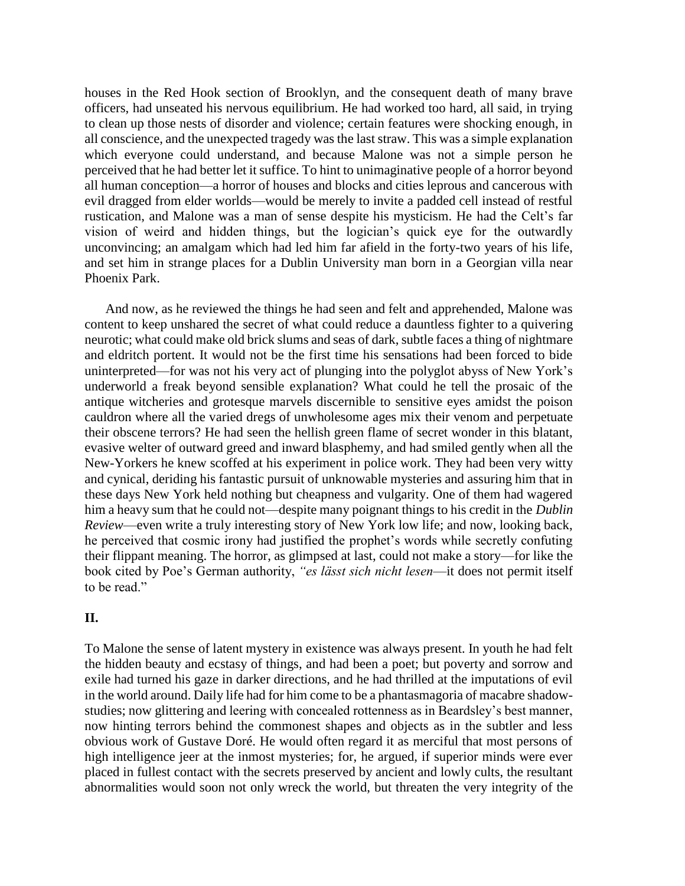houses in the Red Hook section of Brooklyn, and the consequent death of many brave officers, had unseated his nervous equilibrium. He had worked too hard, all said, in trying to clean up those nests of disorder and violence; certain features were shocking enough, in all conscience, and the unexpected tragedy was the last straw. This was a simple explanation which everyone could understand, and because Malone was not a simple person he perceived that he had better let it suffice. To hint to unimaginative people of a horror beyond all human conception—a horror of houses and blocks and cities leprous and cancerous with evil dragged from elder worlds—would be merely to invite a padded cell instead of restful rustication, and Malone was a man of sense despite his mysticism. He had the Celt's far vision of weird and hidden things, but the logician's quick eye for the outwardly unconvincing; an amalgam which had led him far afield in the forty-two years of his life, and set him in strange places for a Dublin University man born in a Georgian villa near Phoenix Park.

And now, as he reviewed the things he had seen and felt and apprehended, Malone was content to keep unshared the secret of what could reduce a dauntless fighter to a quivering neurotic; what could make old brick slums and seas of dark, subtle faces a thing of nightmare and eldritch portent. It would not be the first time his sensations had been forced to bide uninterpreted—for was not his very act of plunging into the polyglot abyss of New York's underworld a freak beyond sensible explanation? What could he tell the prosaic of the antique witcheries and grotesque marvels discernible to sensitive eyes amidst the poison cauldron where all the varied dregs of unwholesome ages mix their venom and perpetuate their obscene terrors? He had seen the hellish green flame of secret wonder in this blatant, evasive welter of outward greed and inward blasphemy, and had smiled gently when all the New-Yorkers he knew scoffed at his experiment in police work. They had been very witty and cynical, deriding his fantastic pursuit of unknowable mysteries and assuring him that in these days New York held nothing but cheapness and vulgarity. One of them had wagered him a heavy sum that he could not—despite many poignant things to his credit in the *Dublin Review*—even write a truly interesting story of New York low life; and now, looking back, he perceived that cosmic irony had justified the prophet's words while secretly confuting their flippant meaning. The horror, as glimpsed at last, could not make a story—for like the book cited by Poe's German authority, *"es lässt sich nicht lesen*—it does not permit itself to be read."

## II.

To Malone the sense of latent mystery in existence was always present. In youth he had felt the hidden beauty and ecstasy of things, and had been a poet; but poverty and sorrow and exile had turned his gaze in darker directions, and he had thrilled at the imputations of evil in the world around. Daily life had for him come to be a phantasmagoria of macabre shadow-studies; now glittering and leering with concealed rottenness as in Beardsley's best manner, now hinting terrors behind the commonest shapes and objects as in the subtler and less obvious work of Gustave Doré. He would often regard it as merciful that most persons of high intelligence jeer at the inmost mysteries; for, he argued, if superior minds were ever placed in fullest contact with the secrets preserved by ancient and lowly cults, the resultant abnormalities would soon not only wreck the world, but threaten the very integrity of the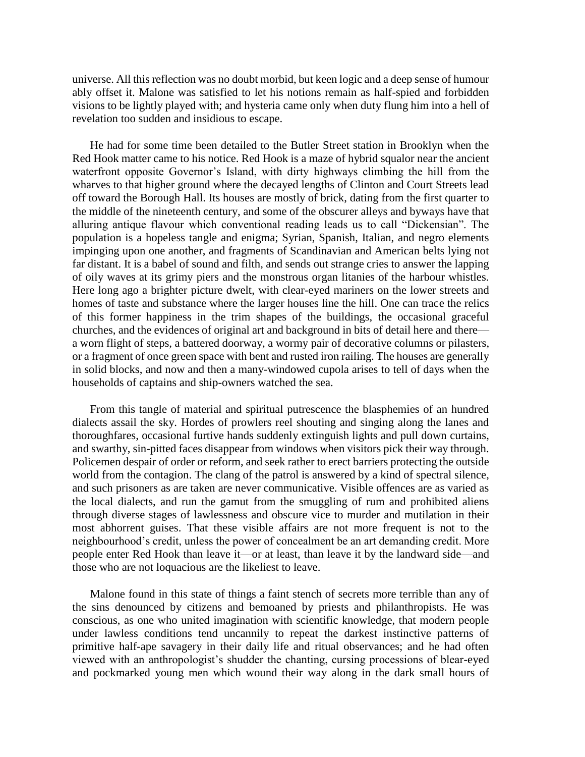universe. All this reflection was no doubt morbid, but keen logic and a deep sense of humour ably offset it. Malone was satisfied to let his notions remain as half-spied and forbidden visions to be lightly played with; and hysteria came only when duty flung him into a hell of revelation too sudden and insidious to escape.

He had for some time been detailed to the Butler Street station in Brooklyn when the Red Hook matter came to his notice. Red Hook is a maze of hybrid squalor near the ancient waterfront opposite Governor's Island, with dirty highways climbing the hill from the wharves to that higher ground where the decayed lengths of Clinton and Court Streets lead off toward the Borough Hall. Its houses are mostly of brick, dating from the first quarter to the middle of the nineteenth century, and some of the obscurer alleys and byways have that alluring antique flavour which conventional reading leads us to call "Dickensian". The population is a hopeless tangle and enigma; Syrian, Spanish, Italian, and negro elements impinging upon one another, and fragments of Scandinavian and American belts lying not far distant. It is a babel of sound and filth, and sends out strange cries to answer the lapping of oily waves at its grimy piers and the monstrous organ litanies of the harbour whistles. Here long ago a brighter picture dwelt, with clear-eyed mariners on the lower streets and homes of taste and substance where the larger houses line the hill. One can trace the relics of this former happiness in the trim shapes of the buildings, the occasional graceful churches, and the evidences of original art and background in bits of detail here and there—a worn flight of steps, a battered doorway, a wormy pair of decorative columns or pilasters, or a fragment of once green space with bent and rusted iron railing. The houses are generally in solid blocks, and now and then a many-windowed cupola arises to tell of days when the households of captains and ship-owners watched the sea.

From this tangle of material and spiritual putrescence the blasphemies of an hundred dialects assail the sky. Hordes of prowlers reel shouting and singing along the lanes and thoroughfares, occasional furtive hands suddenly extinguish lights and pull down curtains, and swarthy, sin-pitted faces disappear from windows when visitors pick their way through. Policemen despair of order or reform, and seek rather to erect barriers protecting the outside world from the contagion. The clang of the patrol is answered by a kind of spectral silence, and such prisoners as are taken are never communicative. Visible offences are as varied as the local dialects, and run the gamut from the smuggling of rum and prohibited aliens through diverse stages of lawlessness and obscure vice to murder and mutilation in their most abhorrent guises. That these visible affairs are not more frequent is not to the neighbourhood's credit, unless the power of concealment be an art demanding credit. More people enter Red Hook than leave it—or at least, than leave it by the landward side—and those who are not loquacious are the likeliest to leave.

Malone found in this state of things a faint stench of secrets more terrible than any of the sins denounced by citizens and bemoaned by priests and philanthropists. He was conscious, as one who united imagination with scientific knowledge, that modern people under lawless conditions tend uncannily to repeat the darkest instinctive patterns of primitive half-ape savagery in their daily life and ritual observances; and he had often viewed with an anthropologist's shudder the chanting, cursing processions of blear-eyed and pockmarked young men which wound their way along in the dark small hours of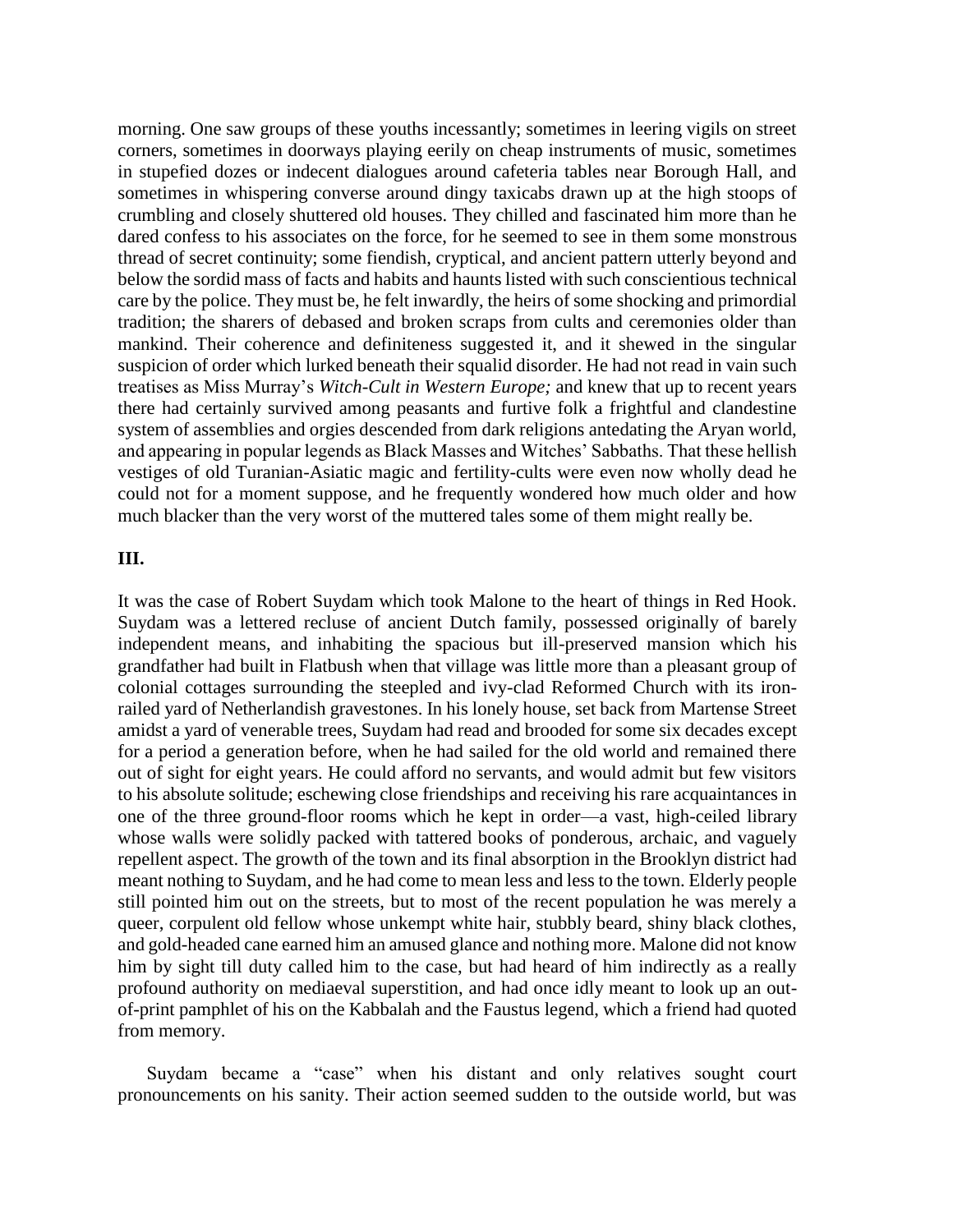morning. One saw groups of these youths incessantly; sometimes in leering vigils on street corners, sometimes in doorways playing eerily on cheap instruments of music, sometimes in stupefied dozes or indecent dialogues around cafeteria tables near Borough Hall, and sometimes in whispering converse around dingy taxicabs drawn up at the high stoops of crumbling and closely shuttered old houses. They chilled and fascinated him more than he dared confess to his associates on the force, for he seemed to see in them some monstrous thread of secret continuity; some fiendish, cryptical, and ancient pattern utterly beyond and below the sordid mass of facts and habits and haunts listed with such conscientious technical care by the police. They must be, he felt inwardly, the heirs of some shocking and primordial tradition; the sharers of debased and broken scraps from cults and ceremonies older than mankind. Their coherence and definiteness suggested it, and it shewed in the singular suspicion of order which lurked beneath their squalid disorder. He had not read in vain such treatises as Miss Murray's *Witch-Cult in Western Europe;* and knew that up to recent years there had certainly survived among peasants and furtive folk a frightful and clandestine system of assemblies and orgies descended from dark religions antedating the Aryan world, and appearing in popular legends as Black Masses and Witches' Sabbaths. That these hellish vestiges of old Turanian-Asiatic magic and fertility-cults were even now wholly dead he could not for a moment suppose, and he frequently wondered how much older and how much blacker than the very worst of the muttered tales some of them might really be.

## III.

It was the case of Robert Suydam which took Malone to the heart of things in Red Hook. Suydam was a lettered recluse of ancient Dutch family, possessed originally of barely independent means, and inhabiting the spacious but ill-preserved mansion which his grandfather had built in Flatbush when that village was little more than a pleasant group of colonial cottages surrounding the steepled and ivy-clad Reformed Church with its iron-railed yard of Netherlandish gravestones. In his lonely house, set back from Martense Street amidst a yard of venerable trees, Suydam had read and brooded for some six decades except for a period a generation before, when he had sailed for the old world and remained there out of sight for eight years. He could afford no servants, and would admit but few visitors to his absolute solitude; eschewing close friendships and receiving his rare acquaintances in one of the three ground-floor rooms which he kept in order—a vast, high-ceiled library whose walls were solidly packed with tattered books of ponderous, archaic, and vaguely repellent aspect. The growth of the town and its final absorption in the Brooklyn district had meant nothing to Suydam, and he had come to mean less and less to the town. Elderly people still pointed him out on the streets, but to most of the recent population he was merely a queer, corpulent old fellow whose unkempt white hair, stubbly beard, shiny black clothes, and gold-headed cane earned him an amused glance and nothing more. Malone did not know him by sight till duty called him to the case, but had heard of him indirectly as a really profound authority on mediaeval superstition, and had once idly meant to look up an out-of-print pamphlet of his on the Kabbalah and the Faustus legend, which a friend had quoted from memory.

Suydam became a "case" when his distant and only relatives sought court pronouncements on his sanity. Their action seemed sudden to the outside world, but was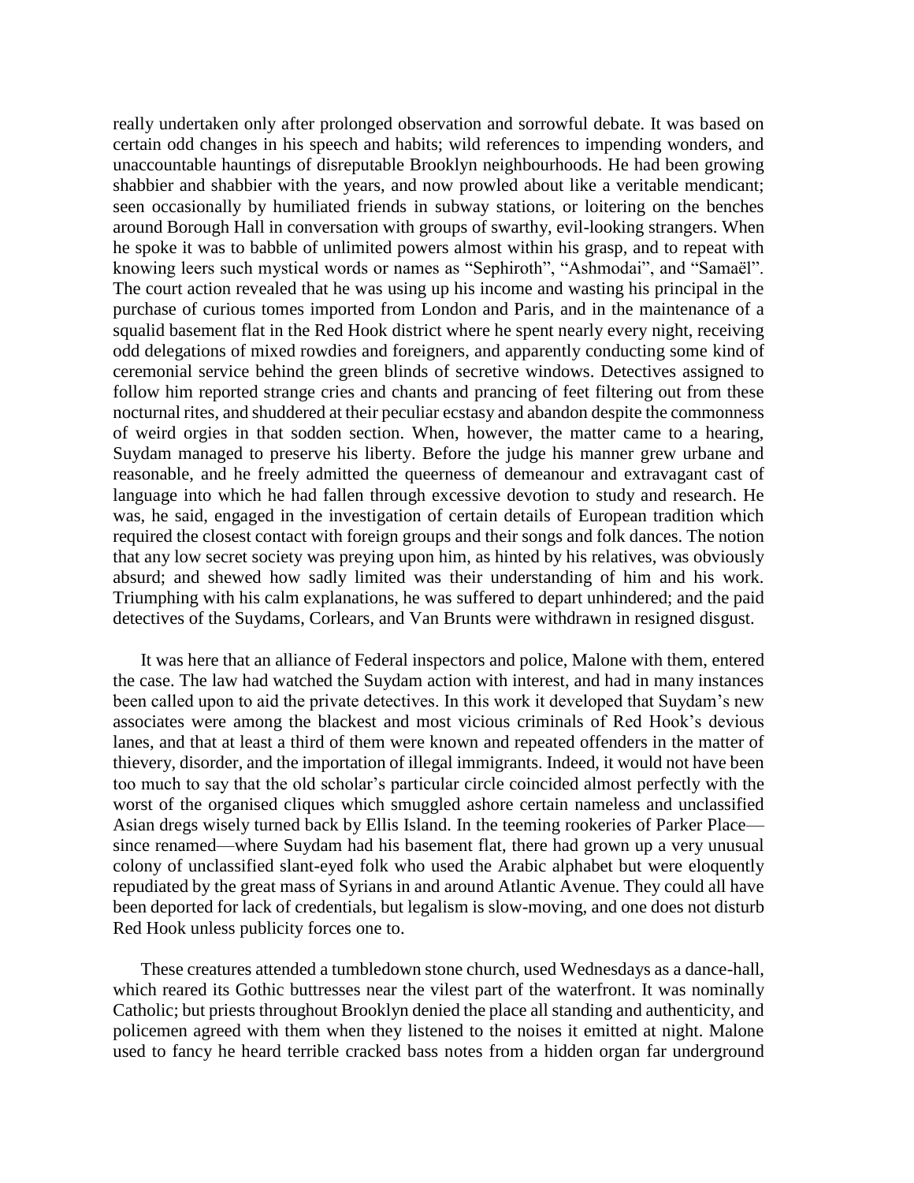really undertaken only after prolonged observation and sorrowful debate. It was based on certain odd changes in his speech and habits; wild references to impending wonders, and unaccountable hauntings of disreputable Brooklyn neighbourhoods. He had been growing shabbier and shabbier with the years, and now prowled about like a veritable mendicant; seen occasionally by humiliated friends in subway stations, or loitering on the benches around Borough Hall in conversation with groups of swarthy, evil-looking strangers. When he spoke it was to babble of unlimited powers almost within his grasp, and to repeat with knowing leers such mystical words or names as "Sephiroth", "Ashmodai", and "Samaël". The court action revealed that he was using up his income and wasting his principal in the purchase of curious tomes imported from London and Paris, and in the maintenance of a squalid basement flat in the Red Hook district where he spent nearly every night, receiving odd delegations of mixed rowdies and foreigners, and apparently conducting some kind of ceremonial service behind the green blinds of secretive windows. Detectives assigned to follow him reported strange cries and chants and prancing of feet filtering out from these nocturnal rites, and shuddered at their peculiar ecstasy and abandon despite the commonness of weird orgies in that sodden section. When, however, the matter came to a hearing, Suydam managed to preserve his liberty. Before the judge his manner grew urbane and reasonable, and he freely admitted the queerness of demeanour and extravagant cast of language into which he had fallen through excessive devotion to study and research. He was, he said, engaged in the investigation of certain details of European tradition which required the closest contact with foreign groups and their songs and folk dances. The notion that any low secret society was preying upon him, as hinted by his relatives, was obviously absurd; and shewed how sadly limited was their understanding of him and his work. Triumphing with his calm explanations, he was suffered to depart unhindered; and the paid detectives of the Suydams, Corlears, and Van Brunts were withdrawn in resigned disgust.

It was here that an alliance of Federal inspectors and police, Malone with them, entered the case. The law had watched the Suydam action with interest, and had in many instances been called upon to aid the private detectives. In this work it developed that Suydam's new associates were among the blackest and most vicious criminals of Red Hook's devious lanes, and that at least a third of them were known and repeated offenders in the matter of thievery, disorder, and the importation of illegal immigrants. Indeed, it would not have been too much to say that the old scholar's particular circle coincided almost perfectly with the worst of the organised cliques which smuggled ashore certain nameless and unclassified Asian dregs wisely turned back by Ellis Island. In the teeming rookeries of Parker Place—since renamed—where Suydam had his basement flat, there had grown up a very unusual colony of unclassified slant-eyed folk who used the Arabic alphabet but were eloquently repudiated by the great mass of Syrians in and around Atlantic Avenue. They could all have been deported for lack of credentials, but legalism is slow-moving, and one does not disturb Red Hook unless publicity forces one to.

These creatures attended a tumbledown stone church, used Wednesdays as a dance-hall, which reared its Gothic buttresses near the vilest part of the waterfront. It was nominally Catholic; but priests throughout Brooklyn denied the place all standing and authenticity, and policemen agreed with them when they listened to the noises it emitted at night. Malone used to fancy he heard terrible cracked bass notes from a hidden organ far underground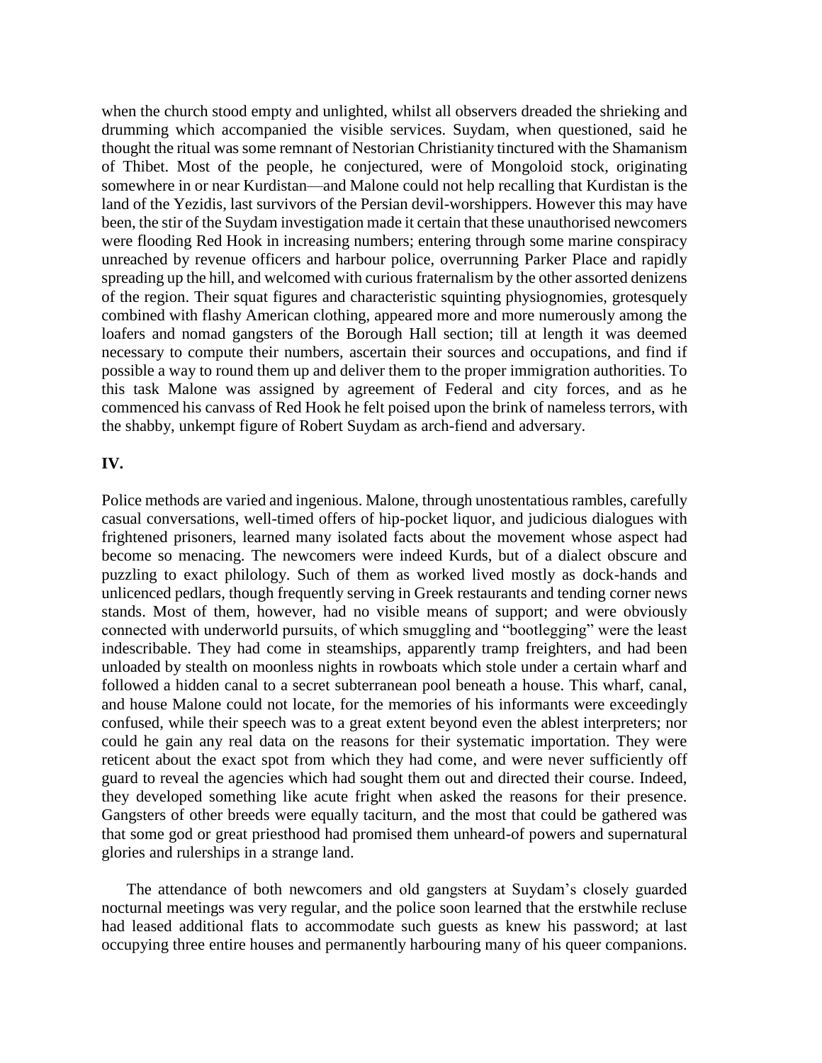when the church stood empty and unlighted, whilst all observers dreaded the shrieking and drumming which accompanied the visible services. Suydam, when questioned, said he thought the ritual was some remnant of Nestorian Christianity tinctured with the Shamanism of Thibet. Most of the people, he conjectured, were of Mongoloid stock, originating somewhere in or near Kurdistan—and Malone could not help recalling that Kurdistan is the land of the Yezidis, last survivors of the Persian devil-worshippers. However this may have been, the stir of the Suydam investigation made it certain that these unauthorised newcomers were flooding Red Hook in increasing numbers; entering through some marine conspiracy unreached by revenue officers and harbour police, overrunning Parker Place and rapidly spreading up the hill, and welcomed with curious fraternalism by the other assorted denizens of the region. Their squat figures and characteristic squinting physiognomies, grotesquely combined with flashy American clothing, appeared more and more numerously among the loafers and nomad gangsters of the Borough Hall section; till at length it was deemed necessary to compute their numbers, ascertain their sources and occupations, and find if possible a way to round them up and deliver them to the proper immigration authorities. To this task Malone was assigned by agreement of Federal and city forces, and as he commenced his canvass of Red Hook he felt poised upon the brink of nameless terrors, with the shabby, unkempt figure of Robert Suydam as arch-fiend and adversary.

## IV.

Police methods are varied and ingenious. Malone, through unostentatious rambles, carefully casual conversations, well-timed offers of hip-pocket liquor, and judicious dialogues with frightened prisoners, learned many isolated facts about the movement whose aspect had become so menacing. The newcomers were indeed Kurds, but of a dialect obscure and puzzling to exact philology. Such of them as worked lived mostly as dock-hands and unlicenced pedlars, though frequently serving in Greek restaurants and tending corner news stands. Most of them, however, had no visible means of support; and were obviously connected with underworld pursuits, of which smuggling and "bootlegging" were the least indescribable. They had come in steamships, apparently tramp freighters, and had been unloaded by stealth on moonless nights in rowboats which stole under a certain wharf and followed a hidden canal to a secret subterranean pool beneath a house. This wharf, canal, and house Malone could not locate, for the memories of his informants were exceedingly confused, while their speech was to a great extent beyond even the ablest interpreters; nor could he gain any real data on the reasons for their systematic importation. They were reticent about the exact spot from which they had come, and were never sufficiently off guard to reveal the agencies which had sought them out and directed their course. Indeed, they developed something like acute fright when asked the reasons for their presence. Gangsters of other breeds were equally taciturn, and the most that could be gathered was that some god or great priesthood had promised them unheard-of powers and supernatural glories and rulerships in a strange land.

The attendance of both newcomers and old gangsters at Suydam's closely guarded nocturnal meetings was very regular, and the police soon learned that the erstwhile recluse had leased additional flats to accommodate such guests as knew his password; at last occupying three entire houses and permanently harbouring many of his queer companions.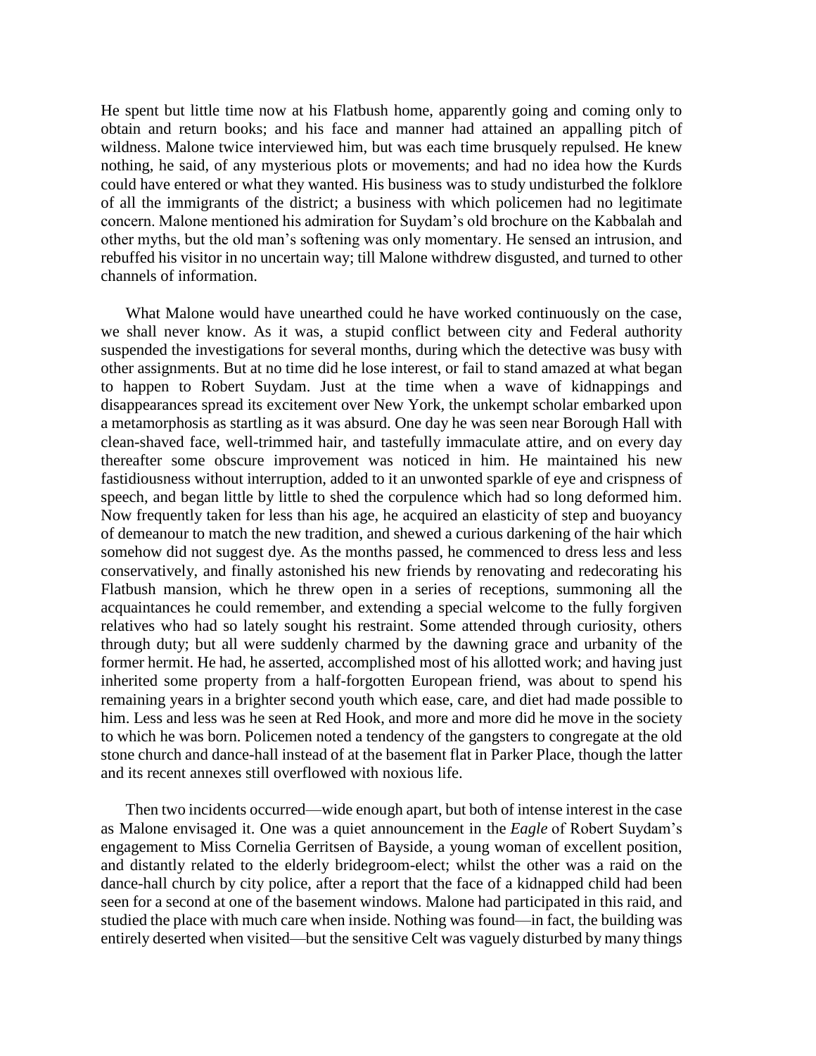He spent but little time now at his Flatbush home, apparently going and coming only to obtain and return books; and his face and manner had attained an appalling pitch of wildness. Malone twice interviewed him, but was each time brusquely repulsed. He knew nothing, he said, of any mysterious plots or movements; and had no idea how the Kurds could have entered or what they wanted. His business was to study undisturbed the folklore of all the immigrants of the district; a business with which policemen had no legitimate concern. Malone mentioned his admiration for Suydam's old brochure on the Kabbalah and other myths, but the old man's softening was only momentary. He sensed an intrusion, and rebuffed his visitor in no uncertain way; till Malone withdrew disgusted, and turned to other channels of information.

What Malone would have unearthed could he have worked continuously on the case, we shall never know. As it was, a stupid conflict between city and Federal authority suspended the investigations for several months, during which the detective was busy with other assignments. But at no time did he lose interest, or fail to stand amazed at what began to happen to Robert Suydam. Just at the time when a wave of kidnappings and disappearances spread its excitement over New York, the unkempt scholar embarked upon a metamorphosis as startling as it was absurd. One day he was seen near Borough Hall with clean-shaved face, well-trimmed hair, and tastefully immaculate attire, and on every day thereafter some obscure improvement was noticed in him. He maintained his new fastidiousness without interruption, added to it an unwonted sparkle of eye and crispness of speech, and began little by little to shed the corpulence which had so long deformed him. Now frequently taken for less than his age, he acquired an elasticity of step and buoyancy of demeanour to match the new tradition, and shewed a curious darkening of the hair which somehow did not suggest dye. As the months passed, he commenced to dress less and less conservatively, and finally astonished his new friends by renovating and redecorating his Flatbush mansion, which he threw open in a series of receptions, summoning all the acquaintances he could remember, and extending a special welcome to the fully forgiven relatives who had so lately sought his restraint. Some attended through curiosity, others through duty; but all were suddenly charmed by the dawning grace and urbanity of the former hermit. He had, he asserted, accomplished most of his allotted work; and having just inherited some property from a half-forgotten European friend, was about to spend his remaining years in a brighter second youth which ease, care, and diet had made possible to him. Less and less was he seen at Red Hook, and more and more did he move in the society to which he was born. Policemen noted a tendency of the gangsters to congregate at the old stone church and dance-hall instead of at the basement flat in Parker Place, though the latter and its recent annexes still overflowed with noxious life.

Then two incidents occurred—wide enough apart, but both of intense interest in the case as Malone envisaged it. One was a quiet announcement in the *Eagle* of Robert Suydam's engagement to Miss Cornelia Gerritsen of Bayside, a young woman of excellent position, and distantly related to the elderly bridegroom-elect; whilst the other was a raid on the dance-hall church by city police, after a report that the face of a kidnapped child had been seen for a second at one of the basement windows. Malone had participated in this raid, and studied the place with much care when inside. Nothing was found—in fact, the building was entirely deserted when visited—but the sensitive Celt was vaguely disturbed by many things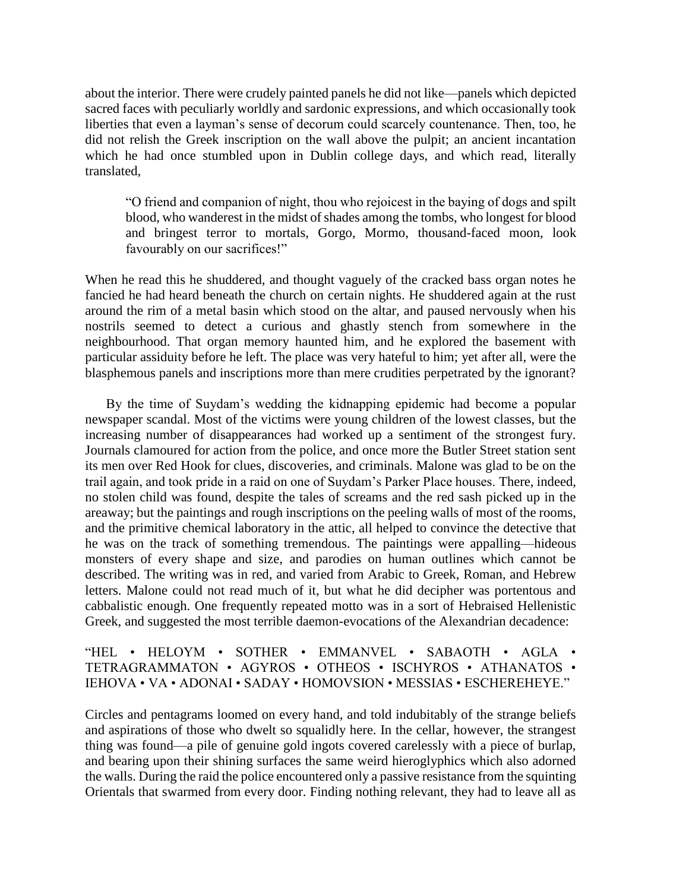about the interior. There were crudely painted panels he did not like—panels which depicted sacred faces with peculiarly worldly and sardonic expressions, and which occasionally took liberties that even a layman's sense of decorum could scarcely countenance. Then, too, he did not relish the Greek inscription on the wall above the pulpit; an ancient incantation which he had once stumbled upon in Dublin college days, and which read, literally translated,

> "O friend and companion of night, thou who rejoicest in the baying of dogs and spilt blood, who wanderest in the midst of shades among the tombs, who longest for blood and bringest terror to mortals, Gorgo, Mormo, thousand-faced moon, look favourably on our sacrifices!"

When he read this he shuddered, and thought vaguely of the cracked bass organ notes he fancied he had heard beneath the church on certain nights. He shuddered again at the rust around the rim of a metal basin which stood on the altar, and paused nervously when his nostrils seemed to detect a curious and ghastly stench from somewhere in the neighbourhood. That organ memory haunted him, and he explored the basement with particular assiduity before he left. The place was very hateful to him; yet after all, were the blasphemous panels and inscriptions more than mere crudities perpetrated by the ignorant?

By the time of Suydam's wedding the kidnapping epidemic had become a popular newspaper scandal. Most of the victims were young children of the lowest classes, but the increasing number of disappearances had worked up a sentiment of the strongest fury. Journals clamoured for action from the police, and once more the Butler Street station sent its men over Red Hook for clues, discoveries, and criminals. Malone was glad to be on the trail again, and took pride in a raid on one of Suydam's Parker Place houses. There, indeed, no stolen child was found, despite the tales of screams and the red sash picked up in the areaway; but the paintings and rough inscriptions on the peeling walls of most of the rooms, and the primitive chemical laboratory in the attic, all helped to convince the detective that he was on the track of something tremendous. The paintings were appalling—hideous monsters of every shape and size, and parodies on human outlines which cannot be described. The writing was in red, and varied from Arabic to Greek, Roman, and Hebrew letters. Malone could not read much of it, but what he did decipher was portentous and cabbalistic enough. One frequently repeated motto was in a sort of Hebraised Hellenistic Greek, and suggested the most terrible daemon-evocations of the Alexandrian decadence:

"HEL • HELOYM • SOTHER • EMMANVEL • SABAOTH • AGLA • TETRAGRAMMATON • AGYROS • OTHEOS • ISCHYROS • ATHANATOS • IEHOVA • VA • ADONAI • SADAY • HOMOVSION • MESSIAS • ESCHEREHEYE."

Circles and pentagrams loomed on every hand, and told indubitably of the strange beliefs and aspirations of those who dwelt so squalidly here. In the cellar, however, the strangest thing was found—a pile of genuine gold ingots covered carelessly with a piece of burlap, and bearing upon their shining surfaces the same weird hieroglyphics which also adorned the walls. During the raid the police encountered only a passive resistance from the squinting Orientals that swarmed from every door. Finding nothing relevant, they had to leave all as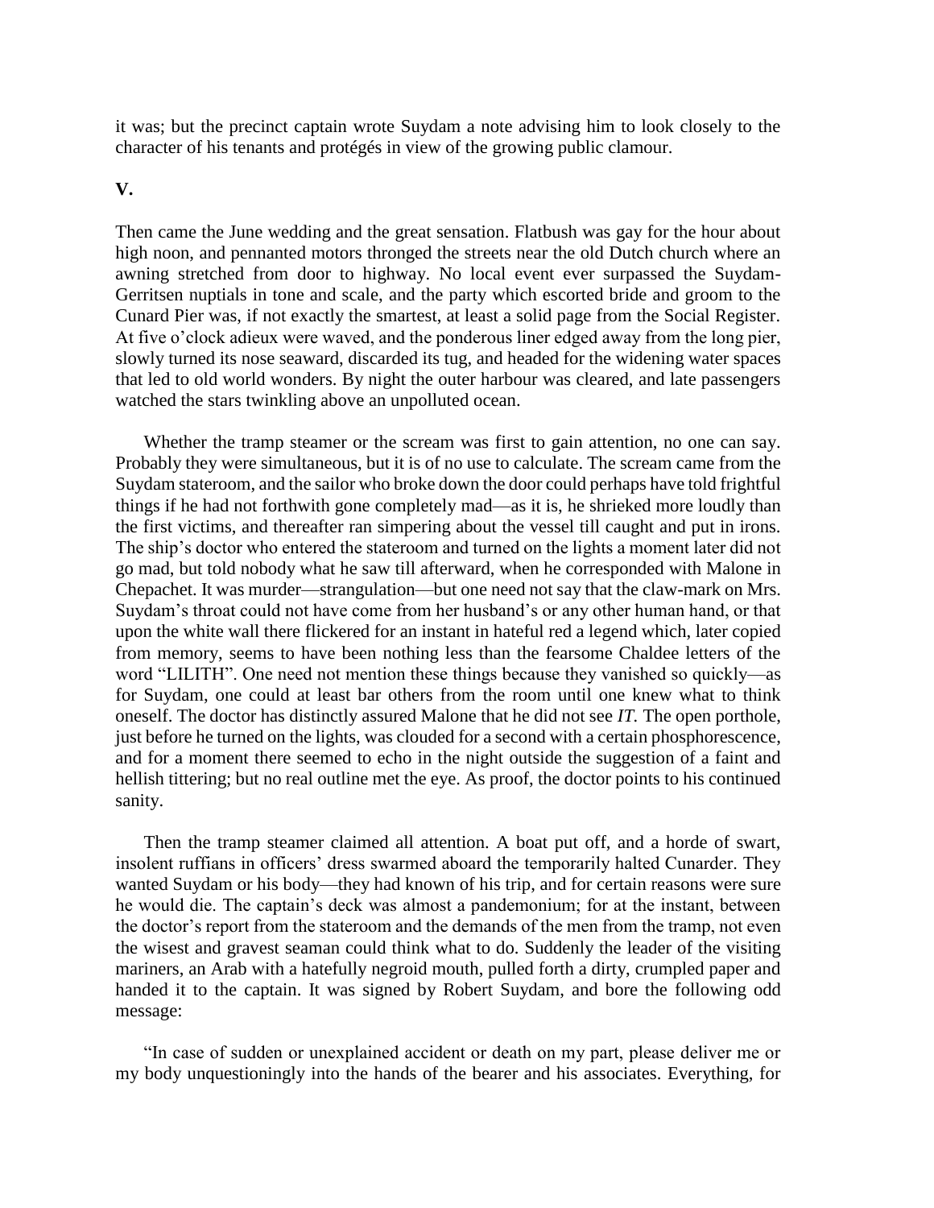it was; but the precinct captain wrote Suydam a note advising him to look closely to the character of his tenants and protégés in view of the growing public clamour.

## V.

Then came the June wedding and the great sensation. Flatbush was gay for the hour about high noon, and pennanted motors thronged the streets near the old Dutch church where an awning stretched from door to highway. No local event ever surpassed the Suydam-Gerritsen nuptials in tone and scale, and the party which escorted bride and groom to the Cunard Pier was, if not exactly the smartest, at least a solid page from the Social Register. At five o'clock adieux were waved, and the ponderous liner edged away from the long pier, slowly turned its nose seaward, discarded its tug, and headed for the widening water spaces that led to old world wonders. By night the outer harbour was cleared, and late passengers watched the stars twinkling above an unpolluted ocean.

Whether the tramp steamer or the scream was first to gain attention, no one can say. Probably they were simultaneous, but it is of no use to calculate. The scream came from the Suydam stateroom, and the sailor who broke down the door could perhaps have told frightful things if he had not forthwith gone completely mad—as it is, he shrieked more loudly than the first victims, and thereafter ran simpering about the vessel till caught and put in irons. The ship's doctor who entered the stateroom and turned on the lights a moment later did not go mad, but told nobody what he saw till afterward, when he corresponded with Malone in Chepachet. It was murder—strangulation—but one need not say that the claw-mark on Mrs. Suydam's throat could not have come from her husband's or any other human hand, or that upon the white wall there flickered for an instant in hateful red a legend which, later copied from memory, seems to have been nothing less than the fearsome Chaldee letters of the word "LILITH". One need not mention these things because they vanished so quickly—as for Suydam, one could at least bar others from the room until one knew what to think oneself. The doctor has distinctly assured Malone that he did not see *IT.* The open porthole, just before he turned on the lights, was clouded for a second with a certain phosphorescence, and for a moment there seemed to echo in the night outside the suggestion of a faint and hellish tittering; but no real outline met the eye. As proof, the doctor points to his continued sanity.

Then the tramp steamer claimed all attention. A boat put off, and a horde of swart, insolent ruffians in officers' dress swarmed aboard the temporarily halted Cunarder. They wanted Suydam or his body—they had known of his trip, and for certain reasons were sure he would die. The captain's deck was almost a pandemonium; for at the instant, between the doctor's report from the stateroom and the demands of the men from the tramp, not even the wisest and gravest seaman could think what to do. Suddenly the leader of the visiting mariners, an Arab with a hatefully negroid mouth, pulled forth a dirty, crumpled paper and handed it to the captain. It was signed by Robert Suydam, and bore the following odd message:

"In case of sudden or unexplained accident or death on my part, please deliver me or my body unquestioningly into the hands of the bearer and his associates. Everything, for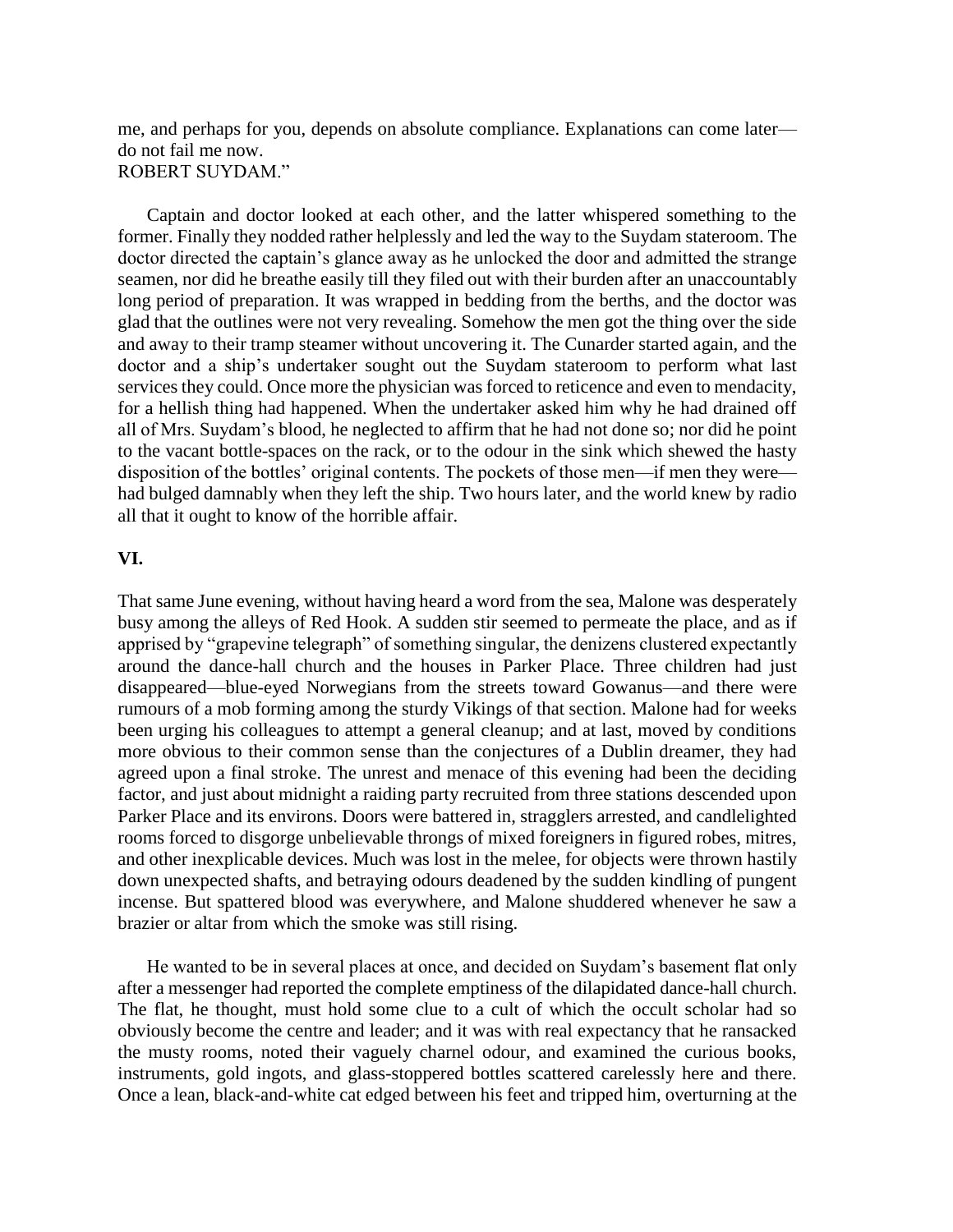me, and perhaps for you, depends on absolute compliance. Explanations can come later—do not fail me now.
ROBERT SUYDAM."

Captain and doctor looked at each other, and the latter whispered something to the former. Finally they nodded rather helplessly and led the way to the Suydam stateroom. The doctor directed the captain's glance away as he unlocked the door and admitted the strange seamen, nor did he breathe easily till they filed out with their burden after an unaccountably long period of preparation. It was wrapped in bedding from the berths, and the doctor was glad that the outlines were not very revealing. Somehow the men got the thing over the side and away to their tramp steamer without uncovering it. The Cunarder started again, and the doctor and a ship's undertaker sought out the Suydam stateroom to perform what last services they could. Once more the physician was forced to reticence and even to mendacity, for a hellish thing had happened. When the undertaker asked him why he had drained off all of Mrs. Suydam's blood, he neglected to affirm that he had not done so; nor did he point to the vacant bottle-spaces on the rack, or to the odour in the sink which shewed the hasty disposition of the bottles' original contents. The pockets of those men—if men they were—had bulged damnably when they left the ship. Two hours later, and the world knew by radio all that it ought to know of the horrible affair.

**VI.**

That same June evening, without having heard a word from the sea, Malone was desperately busy among the alleys of Red Hook. A sudden stir seemed to permeate the place, and as if apprised by "grapevine telegraph" of something singular, the denizens clustered expectantly around the dance-hall church and the houses in Parker Place. Three children had just disappeared—blue-eyed Norwegians from the streets toward Gowanus—and there were rumours of a mob forming among the sturdy Vikings of that section. Malone had for weeks been urging his colleagues to attempt a general cleanup; and at last, moved by conditions more obvious to their common sense than the conjectures of a Dublin dreamer, they had agreed upon a final stroke. The unrest and menace of this evening had been the deciding factor, and just about midnight a raiding party recruited from three stations descended upon Parker Place and its environs. Doors were battered in, stragglers arrested, and candlelighted rooms forced to disgorge unbelievable throngs of mixed foreigners in figured robes, mitres, and other inexplicable devices. Much was lost in the melee, for objects were thrown hastily down unexpected shafts, and betraying odours deadened by the sudden kindling of pungent incense. But spattered blood was everywhere, and Malone shuddered whenever he saw a brazier or altar from which the smoke was still rising.

He wanted to be in several places at once, and decided on Suydam's basement flat only after a messenger had reported the complete emptiness of the dilapidated dance-hall church. The flat, he thought, must hold some clue to a cult of which the occult scholar had so obviously become the centre and leader; and it was with real expectancy that he ransacked the musty rooms, noted their vaguely charnel odour, and examined the curious books, instruments, gold ingots, and glass-stoppered bottles scattered carelessly here and there. Once a lean, black-and-white cat edged between his feet and tripped him, overturning at the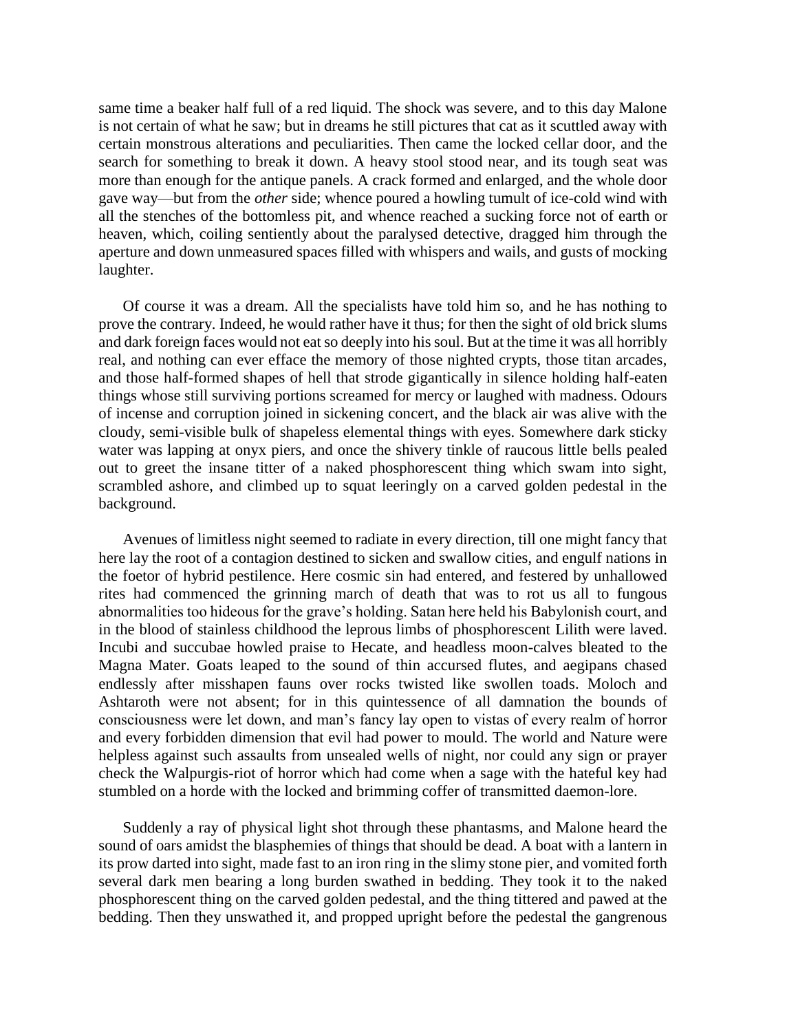same time a beaker half full of a red liquid. The shock was severe, and to this day Malone is not certain of what he saw; but in dreams he still pictures that cat as it scuttled away with certain monstrous alterations and peculiarities. Then came the locked cellar door, and the search for something to break it down. A heavy stool stood near, and its tough seat was more than enough for the antique panels. A crack formed and enlarged, and the whole door gave way—but from the *other* side; whence poured a howling tumult of ice-cold wind with all the stenches of the bottomless pit, and whence reached a sucking force not of earth or heaven, which, coiling sentiently about the paralysed detective, dragged him through the aperture and down unmeasured spaces filled with whispers and wails, and gusts of mocking laughter.

Of course it was a dream. All the specialists have told him so, and he has nothing to prove the contrary. Indeed, he would rather have it thus; for then the sight of old brick slums and dark foreign faces would not eat so deeply into his soul. But at the time it was all horribly real, and nothing can ever efface the memory of those nighted crypts, those titan arcades, and those half-formed shapes of hell that strode gigantically in silence holding half-eaten things whose still surviving portions screamed for mercy or laughed with madness. Odours of incense and corruption joined in sickening concert, and the black air was alive with the cloudy, semi-visible bulk of shapeless elemental things with eyes. Somewhere dark sticky water was lapping at onyx piers, and once the shivery tinkle of raucous little bells pealed out to greet the insane titter of a naked phosphorescent thing which swam into sight, scrambled ashore, and climbed up to squat leeringly on a carved golden pedestal in the background.

Avenues of limitless night seemed to radiate in every direction, till one might fancy that here lay the root of a contagion destined to sicken and swallow cities, and engulf nations in the foetor of hybrid pestilence. Here cosmic sin had entered, and festered by unhallowed rites had commenced the grinning march of death that was to rot us all to fungous abnormalities too hideous for the grave's holding. Satan here held his Babylonish court, and in the blood of stainless childhood the leprous limbs of phosphorescent Lilith were laved. Incubi and succubae howled praise to Hecate, and headless moon-calves bleated to the Magna Mater. Goats leaped to the sound of thin accursed flutes, and aegipans chased endlessly after misshapen fauns over rocks twisted like swollen toads. Moloch and Ashtaroth were not absent; for in this quintessence of all damnation the bounds of consciousness were let down, and man's fancy lay open to vistas of every realm of horror and every forbidden dimension that evil had power to mould. The world and Nature were helpless against such assaults from unsealed wells of night, nor could any sign or prayer check the Walpurgis-riot of horror which had come when a sage with the hateful key had stumbled on a horde with the locked and brimming coffer of transmitted daemon-lore.

Suddenly a ray of physical light shot through these phantasms, and Malone heard the sound of oars amidst the blasphemies of things that should be dead. A boat with a lantern in its prow darted into sight, made fast to an iron ring in the slimy stone pier, and vomited forth several dark men bearing a long burden swathed in bedding. They took it to the naked phosphorescent thing on the carved golden pedestal, and the thing tittered and pawed at the bedding. Then they unswathed it, and propped upright before the pedestal the gangrenous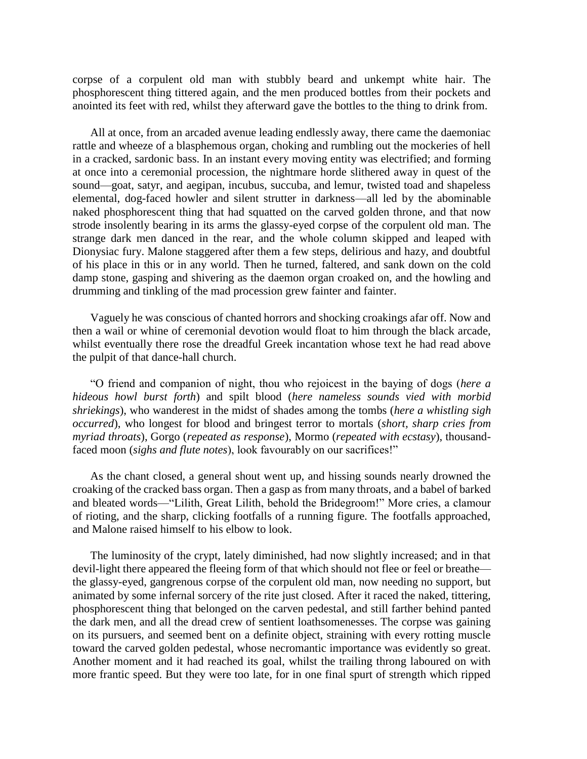corpse of a corpulent old man with stubbly beard and unkempt white hair. The phosphorescent thing tittered again, and the men produced bottles from their pockets and anointed its feet with red, whilst they afterward gave the bottles to the thing to drink from.

All at once, from an arcaded avenue leading endlessly away, there came the daemoniac rattle and wheeze of a blasphemous organ, choking and rumbling out the mockeries of hell in a cracked, sardonic bass. In an instant every moving entity was electrified; and forming at once into a ceremonial procession, the nightmare horde slithered away in quest of the sound—goat, satyr, and aegipan, incubus, succuba, and lemur, twisted toad and shapeless elemental, dog-faced howler and silent strutter in darkness—all led by the abominable naked phosphorescent thing that had squatted on the carved golden throne, and that now strode insolently bearing in its arms the glassy-eyed corpse of the corpulent old man. The strange dark men danced in the rear, and the whole column skipped and leaped with Dionysiac fury. Malone staggered after them a few steps, delirious and hazy, and doubtful of his place in this or in any world. Then he turned, faltered, and sank down on the cold damp stone, gasping and shivering as the daemon organ croaked on, and the howling and drumming and tinkling of the mad procession grew fainter and fainter.

Vaguely he was conscious of chanted horrors and shocking croakings afar off. Now and then a wail or whine of ceremonial devotion would float to him through the black arcade, whilst eventually there rose the dreadful Greek incantation whose text he had read above the pulpit of that dance-hall church.

"O friend and companion of night, thou who rejoicest in the baying of dogs (*here a hideous howl burst forth*) and spilt blood (*here nameless sounds vied with morbid shriekings*), who wanderest in the midst of shades among the tombs (*here a whistling sigh occurred*), who longest for blood and bringest terror to mortals (*short, sharp cries from myriad throats*), Gorgo (*repeated as response*), Mormo (*repeated with ecstasy*), thousand-faced moon (*sighs and flute notes*), look favourably on our sacrifices!"

As the chant closed, a general shout went up, and hissing sounds nearly drowned the croaking of the cracked bass organ. Then a gasp as from many throats, and a babel of barked and bleated words—"Lilith, Great Lilith, behold the Bridegroom!" More cries, a clamour of rioting, and the sharp, clicking footfalls of a running figure. The footfalls approached, and Malone raised himself to his elbow to look.

The luminosity of the crypt, lately diminished, had now slightly increased; and in that devil-light there appeared the fleeing form of that which should not flee or feel or breathe—the glassy-eyed, gangrenous corpse of the corpulent old man, now needing no support, but animated by some infernal sorcery of the rite just closed. After it raced the naked, tittering, phosphorescent thing that belonged on the carven pedestal, and still farther behind panted the dark men, and all the dread crew of sentient loathsomenesses. The corpse was gaining on its pursuers, and seemed bent on a definite object, straining with every rotting muscle toward the carved golden pedestal, whose necromantic importance was evidently so great. Another moment and it had reached its goal, whilst the trailing throng laboured on with more frantic speed. But they were too late, for in one final spurt of strength which ripped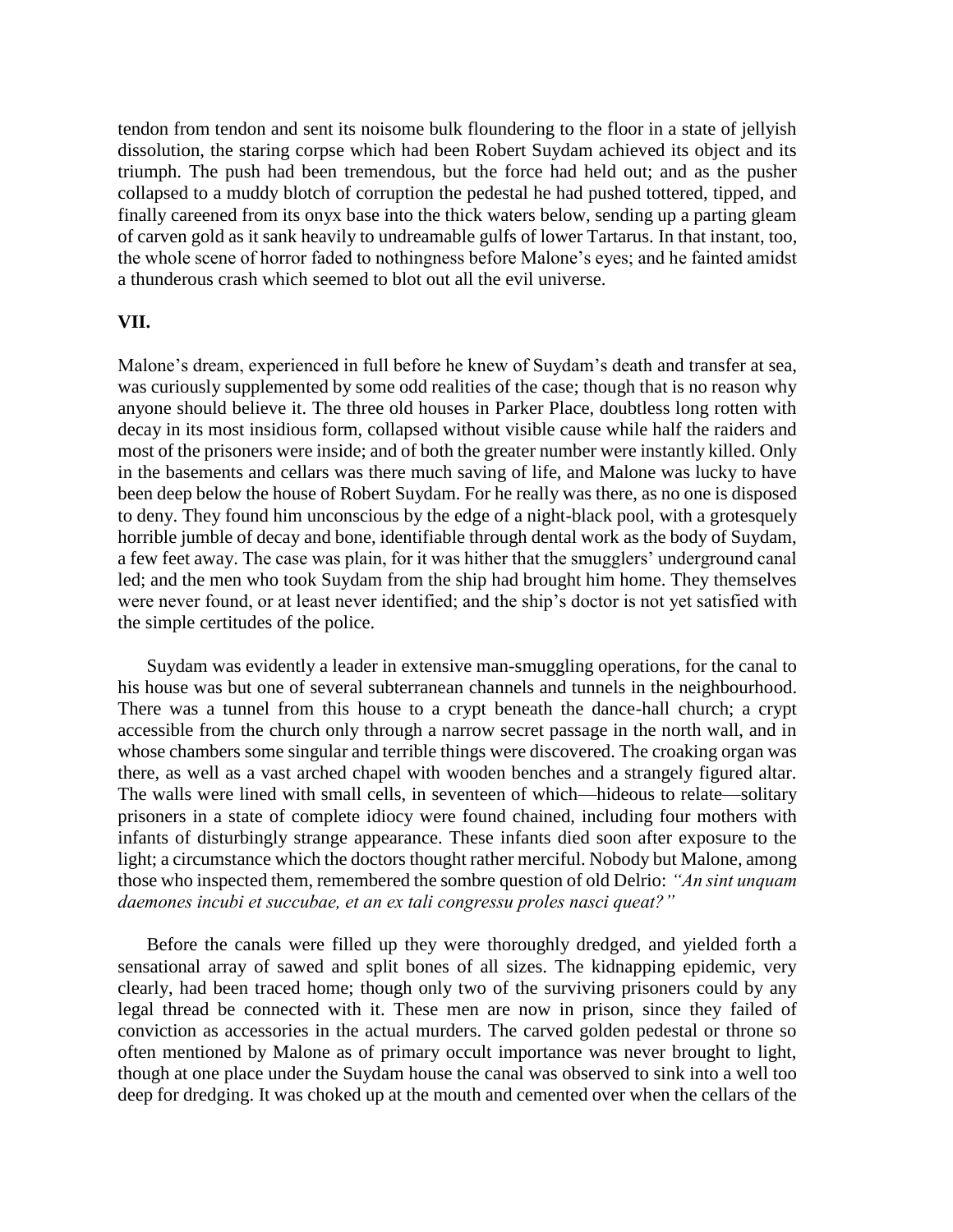tendon from tendon and sent its noisome bulk floundering to the floor in a state of jellyish dissolution, the staring corpse which had been Robert Suydam achieved its object and its triumph. The push had been tremendous, but the force had held out; and as the pusher collapsed to a muddy blotch of corruption the pedestal he had pushed tottered, tipped, and finally careened from its onyx base into the thick waters below, sending up a parting gleam of carven gold as it sank heavily to undreamable gulfs of lower Tartarus. In that instant, too, the whole scene of horror faded to nothingness before Malone's eyes; and he fainted amidst a thunderous crash which seemed to blot out all the evil universe.

## VII.

Malone's dream, experienced in full before he knew of Suydam's death and transfer at sea, was curiously supplemented by some odd realities of the case; though that is no reason why anyone should believe it. The three old houses in Parker Place, doubtless long rotten with decay in its most insidious form, collapsed without visible cause while half the raiders and most of the prisoners were inside; and of both the greater number were instantly killed. Only in the basements and cellars was there much saving of life, and Malone was lucky to have been deep below the house of Robert Suydam. For he really was there, as no one is disposed to deny. They found him unconscious by the edge of a night-black pool, with a grotesquely horrible jumble of decay and bone, identifiable through dental work as the body of Suydam, a few feet away. The case was plain, for it was hither that the smugglers' underground canal led; and the men who took Suydam from the ship had brought him home. They themselves were never found, or at least never identified; and the ship's doctor is not yet satisfied with the simple certitudes of the police.

Suydam was evidently a leader in extensive man-smuggling operations, for the canal to his house was but one of several subterranean channels and tunnels in the neighbourhood. There was a tunnel from this house to a crypt beneath the dance-hall church; a crypt accessible from the church only through a narrow secret passage in the north wall, and in whose chambers some singular and terrible things were discovered. The croaking organ was there, as well as a vast arched chapel with wooden benches and a strangely figured altar. The walls were lined with small cells, in seventeen of which—hideous to relate—solitary prisoners in a state of complete idiocy were found chained, including four mothers with infants of disturbingly strange appearance. These infants died soon after exposure to the light; a circumstance which the doctors thought rather merciful. Nobody but Malone, among those who inspected them, remembered the sombre question of old Delrio: *"An sint unquam daemones incubi et succubae, et an ex tali congressu proles nasci queat?"*

Before the canals were filled up they were thoroughly dredged, and yielded forth a sensational array of sawed and split bones of all sizes. The kidnapping epidemic, very clearly, had been traced home; though only two of the surviving prisoners could by any legal thread be connected with it. These men are now in prison, since they failed of conviction as accessories in the actual murders. The carved golden pedestal or throne so often mentioned by Malone as of primary occult importance was never brought to light, though at one place under the Suydam house the canal was observed to sink into a well too deep for dredging. It was choked up at the mouth and cemented over when the cellars of the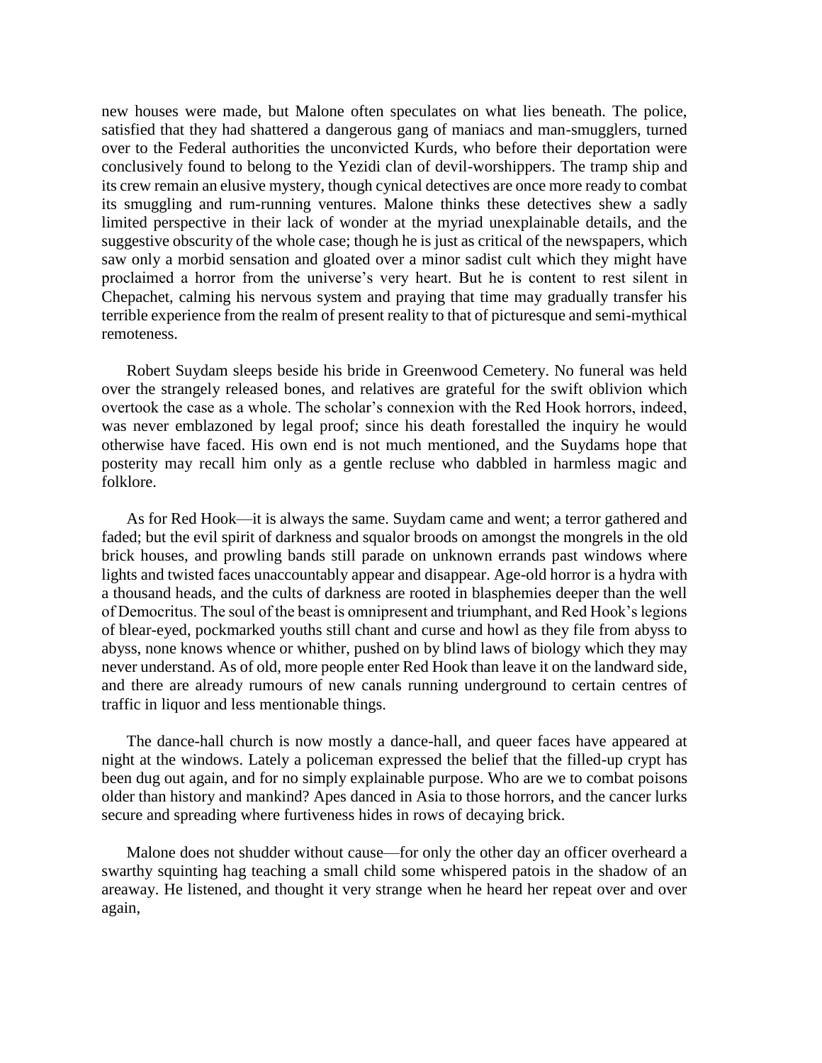new houses were made, but Malone often speculates on what lies beneath. The police, satisfied that they had shattered a dangerous gang of maniacs and man-smugglers, turned over to the Federal authorities the unconvicted Kurds, who before their deportation were conclusively found to belong to the Yezidi clan of devil-worshippers. The tramp ship and its crew remain an elusive mystery, though cynical detectives are once more ready to combat its smuggling and rum-running ventures. Malone thinks these detectives shew a sadly limited perspective in their lack of wonder at the myriad unexplainable details, and the suggestive obscurity of the whole case; though he is just as critical of the newspapers, which saw only a morbid sensation and gloated over a minor sadist cult which they might have proclaimed a horror from the universe's very heart. But he is content to rest silent in Chepachet, calming his nervous system and praying that time may gradually transfer his terrible experience from the realm of present reality to that of picturesque and semi-mythical remoteness.

Robert Suydam sleeps beside his bride in Greenwood Cemetery. No funeral was held over the strangely released bones, and relatives are grateful for the swift oblivion which overtook the case as a whole. The scholar's connexion with the Red Hook horrors, indeed, was never emblazoned by legal proof; since his death forestalled the inquiry he would otherwise have faced. His own end is not much mentioned, and the Suydams hope that posterity may recall him only as a gentle recluse who dabbled in harmless magic and folklore.

As for Red Hook—it is always the same. Suydam came and went; a terror gathered and faded; but the evil spirit of darkness and squalor broods on amongst the mongrels in the old brick houses, and prowling bands still parade on unknown errands past windows where lights and twisted faces unaccountably appear and disappear. Age-old horror is a hydra with a thousand heads, and the cults of darkness are rooted in blasphemies deeper than the well of Democritus. The soul of the beast is omnipresent and triumphant, and Red Hook's legions of blear-eyed, pockmarked youths still chant and curse and howl as they file from abyss to abyss, none knows whence or whither, pushed on by blind laws of biology which they may never understand. As of old, more people enter Red Hook than leave it on the landward side, and there are already rumours of new canals running underground to certain centres of traffic in liquor and less mentionable things.

The dance-hall church is now mostly a dance-hall, and queer faces have appeared at night at the windows. Lately a policeman expressed the belief that the filled-up crypt has been dug out again, and for no simply explainable purpose. Who are we to combat poisons older than history and mankind? Apes danced in Asia to those horrors, and the cancer lurks secure and spreading where furtiveness hides in rows of decaying brick.

Malone does not shudder without cause—for only the other day an officer overheard a swarthy squinting hag teaching a small child some whispered patois in the shadow of an areaway. He listened, and thought it very strange when he heard her repeat over and over again,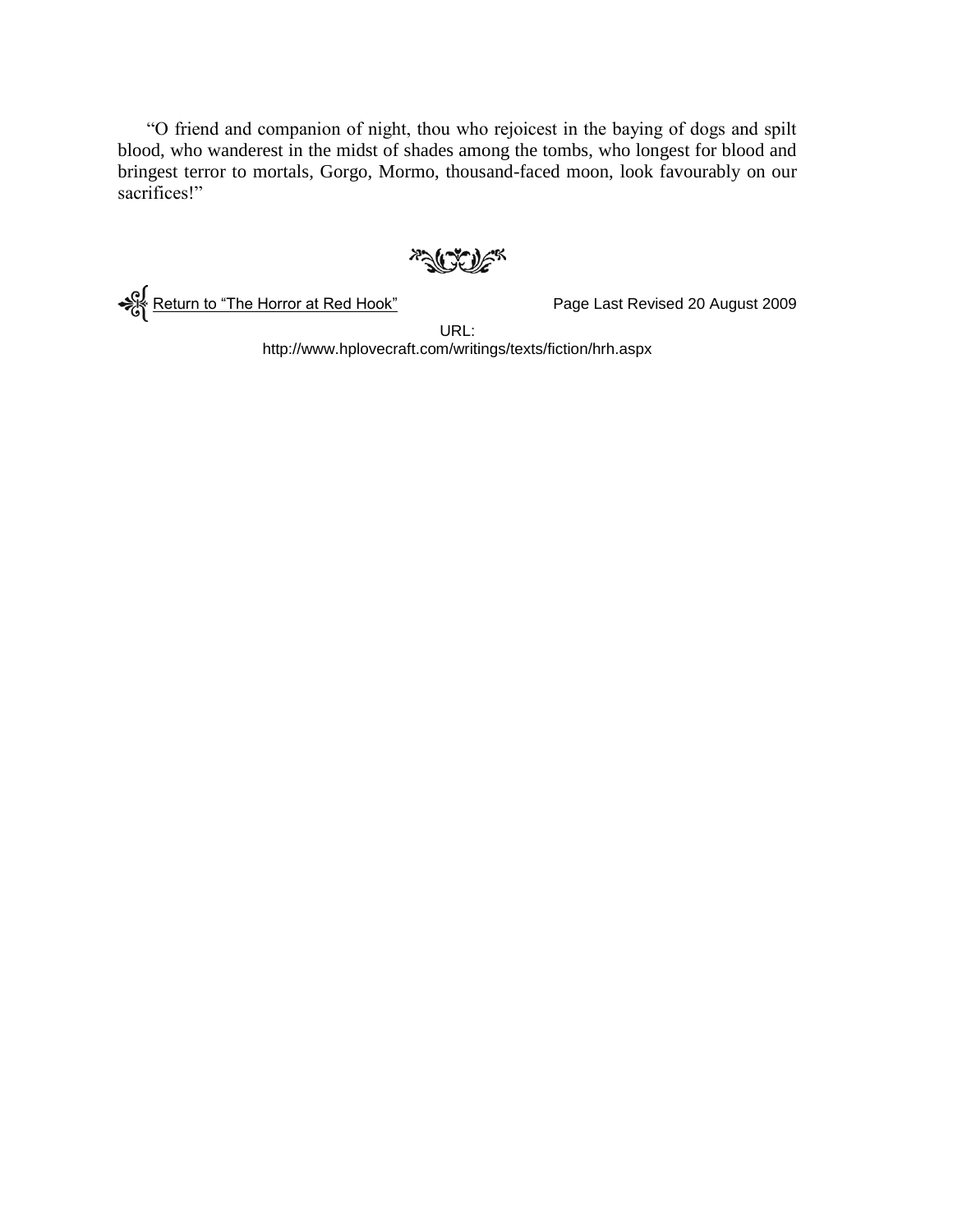"O friend and companion of night, thou who rejoicest in the baying of dogs and spilt blood, who wanderest in the midst of shades among the tombs, who longest for blood and bringest terror to mortals, Gorgo, Mormo, thousand-faced moon, look favourably on our sacrifices!"

Return to "The Horror at Red Hook"

Page Last Revised 20 August 2009

URL:
http://www.hplovecraft.com/writings/texts/fiction/hrh.aspx